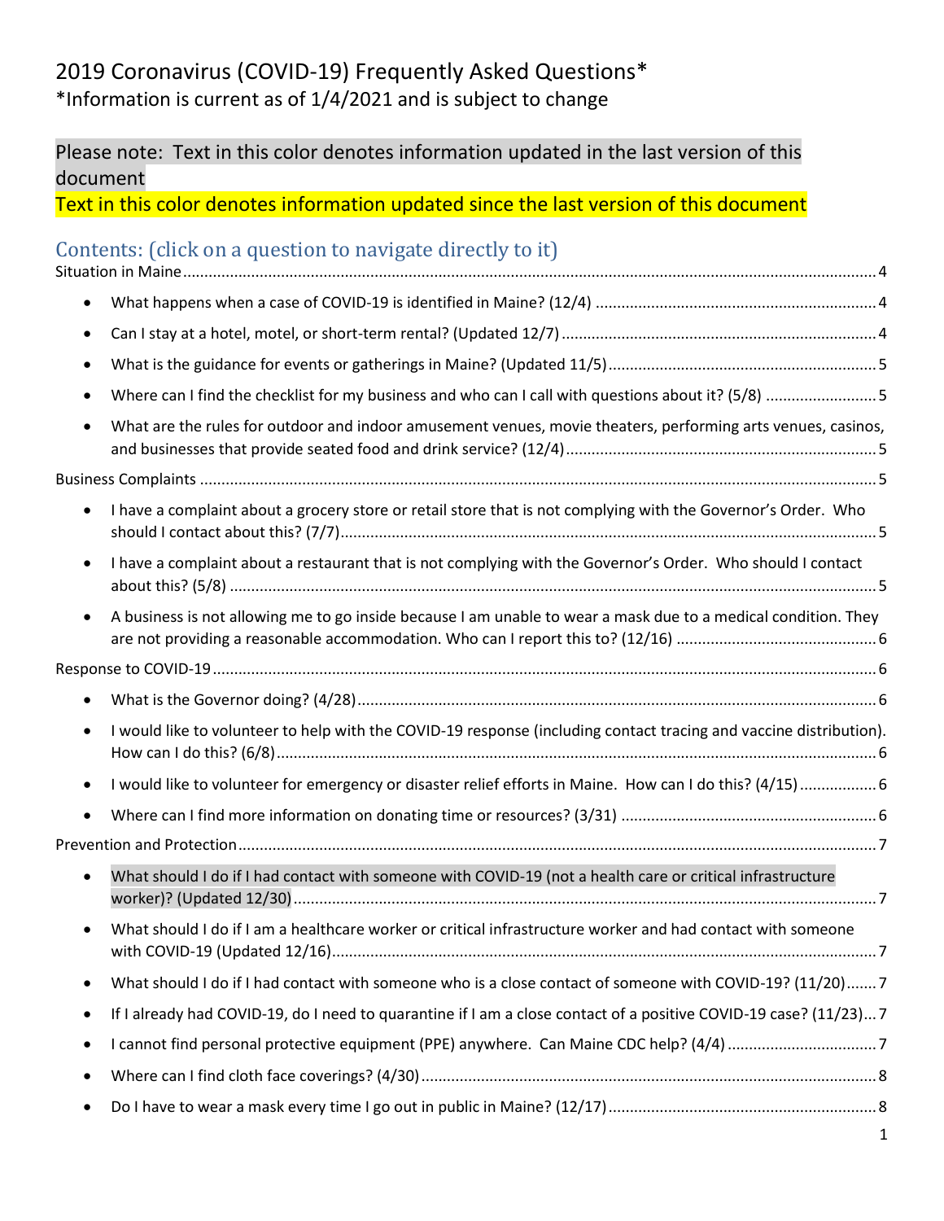# 2019 Coronavirus (COVID-19) Frequently Asked Questions*

*Information is current as of 1/4/2021 and is subject to change

Please note: Text in this color denotes information updated in the last version of this document

Text in this color denotes information updated since the last version of this document

## Contents: (click on a question to navigate directly to it)

Situation in Maine ....................................................................................................................................... 4

- What happens when a case of COVID-19 is identified in Maine? (12/4) ................................................. 4
- Can I stay at a hotel, motel, or short-term rental? (Updated 12/7) ......................................................... 4
- What is the guidance for events or gatherings in Maine? (Updated 11/5) .............................................. 5
- Where can I find the checklist for my business and who can I call with questions about it? (5/8) .......... 5
- What are the rules for outdoor and indoor amusement venues, movie theaters, performing arts venues, casinos, and businesses that provide seated food and drink service? (12/4) ........................................ 5

Business Complaints ..................................................................................................................................... 5

- I have a complaint about a grocery store or retail store that is not complying with the Governor's Order. Who should I contact about this? (7/7) ........................................................................................... 5
- I have a complaint about a restaurant that is not complying with the Governor's Order. Who should I contact about this? (5/8) .................................................................................................................. 5
- A business is not allowing me to go inside because I am unable to wear a mask due to a medical condition. They are not providing a reasonable accommodation. Who can I report this to? (12/16) ............................................. 6

Response to COVID-19 .................................................................................................................................. 6

- What is the Governor doing? (4/28) ....................................................................................................... 6
- I would like to volunteer to help with the COVID-19 response (including contact tracing and vaccine distribution). How can I do this? (6/8) ....................................................................................................... 6
- I would like to volunteer for emergency or disaster relief efforts in Maine. How can I do this? (4/15) ....... 6
- Where can I find more information on donating time or resources? (3/31) ........................................... 6

Prevention and Protection ............................................................................................................................ 7

- What should I do if I had contact with someone with COVID-19 (not a health care or critical infrastructure worker)? (Updated 12/30) ................................................................................................................. 7
- What should I do if I am a healthcare worker or critical infrastructure worker and had contact with someone with COVID-19 (Updated 12/16) ...................................................................................................... 7
- What should I do if I had contact with someone who is a close contact of someone with COVID-19? (11/20) ....... 7
- If I already had COVID-19, do I need to quarantine if I am a close contact of a positive COVID-19 case? (11/23) ... 7
- I cannot find personal protective equipment (PPE) anywhere. Can Maine CDC help? (4/4) ..................... 7
- Where can I find cloth face coverings? (4/30) ........................................................................................ 8
- Do I have to wear a mask every time I go out in public in Maine? (12/17) ............................................. 8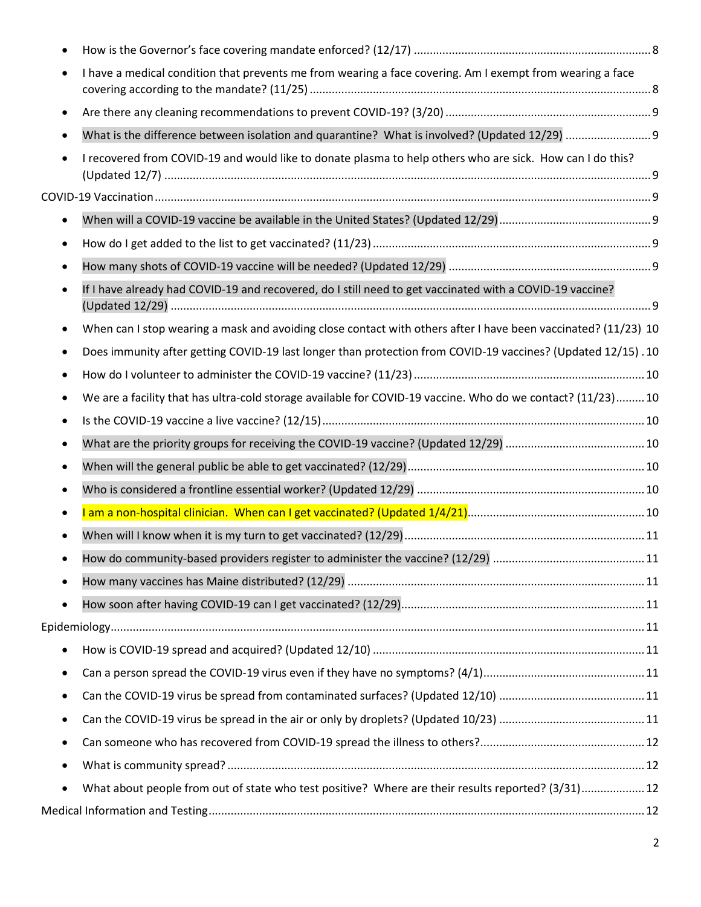- How is the Governor's face covering mandate enforced? (12/17) ........ 8
- I have a medical condition that prevents me from wearing a face covering. Am I exempt from wearing a face covering according to the mandate? (11/25) ........ 8
- Are there any cleaning recommendations to prevent COVID-19? (3/20) ........ 9
- What is the difference between isolation and quarantine? What is involved? (Updated 12/29) ........ 9
- I recovered from COVID-19 and would like to donate plasma to help others who are sick. How can I do this? (Updated 12/7) ........ 9

COVID-19 Vaccination ........ 9

- When will a COVID-19 vaccine be available in the United States? (Updated 12/29) ........ 9
- How do I get added to the list to get vaccinated? (11/23) ........ 9
- How many shots of COVID-19 vaccine will be needed? (Updated 12/29) ........ 9
- If I have already had COVID-19 and recovered, do I still need to get vaccinated with a COVID-19 vaccine? (Updated 12/29) ........ 9
- When can I stop wearing a mask and avoiding close contact with others after I have been vaccinated? (11/23) 10
- Does immunity after getting COVID-19 last longer than protection from COVID-19 vaccines? (Updated 12/15) . 10
- How do I volunteer to administer the COVID-19 vaccine? (11/23) ........ 10
- We are a facility that has ultra-cold storage available for COVID-19 vaccine. Who do we contact? (11/23) ........ 10
- Is the COVID-19 vaccine a live vaccine? (12/15) ........ 10
- What are the priority groups for receiving the COVID-19 vaccine? (Updated 12/29) ........ 10
- When will the general public be able to get vaccinated? (12/29) ........ 10
- Who is considered a frontline essential worker? (Updated 12/29) ........ 10
- I am a non-hospital clinician. When can I get vaccinated? (Updated 1/4/21) ........ 10
- When will I know when it is my turn to get vaccinated? (12/29) ........ 11
- How do community-based providers register to administer the vaccine? (12/29) ........ 11
- How many vaccines has Maine distributed? (12/29) ........ 11
- How soon after having COVID-19 can I get vaccinated? (12/29) ........ 11

Epidemiology ........ 11

- How is COVID-19 spread and acquired? (Updated 12/10) ........ 11
- Can a person spread the COVID-19 virus even if they have no symptoms? (4/1) ........ 11
- Can the COVID-19 virus be spread from contaminated surfaces? (Updated 12/10) ........ 11
- Can the COVID-19 virus be spread in the air or only by droplets? (Updated 10/23) ........ 11
- Can someone who has recovered from COVID-19 spread the illness to others? ........ 12
- What is community spread? ........ 12
- What about people from out of state who test positive? Where are their results reported? (3/31) ........ 12

Medical Information and Testing ........ 12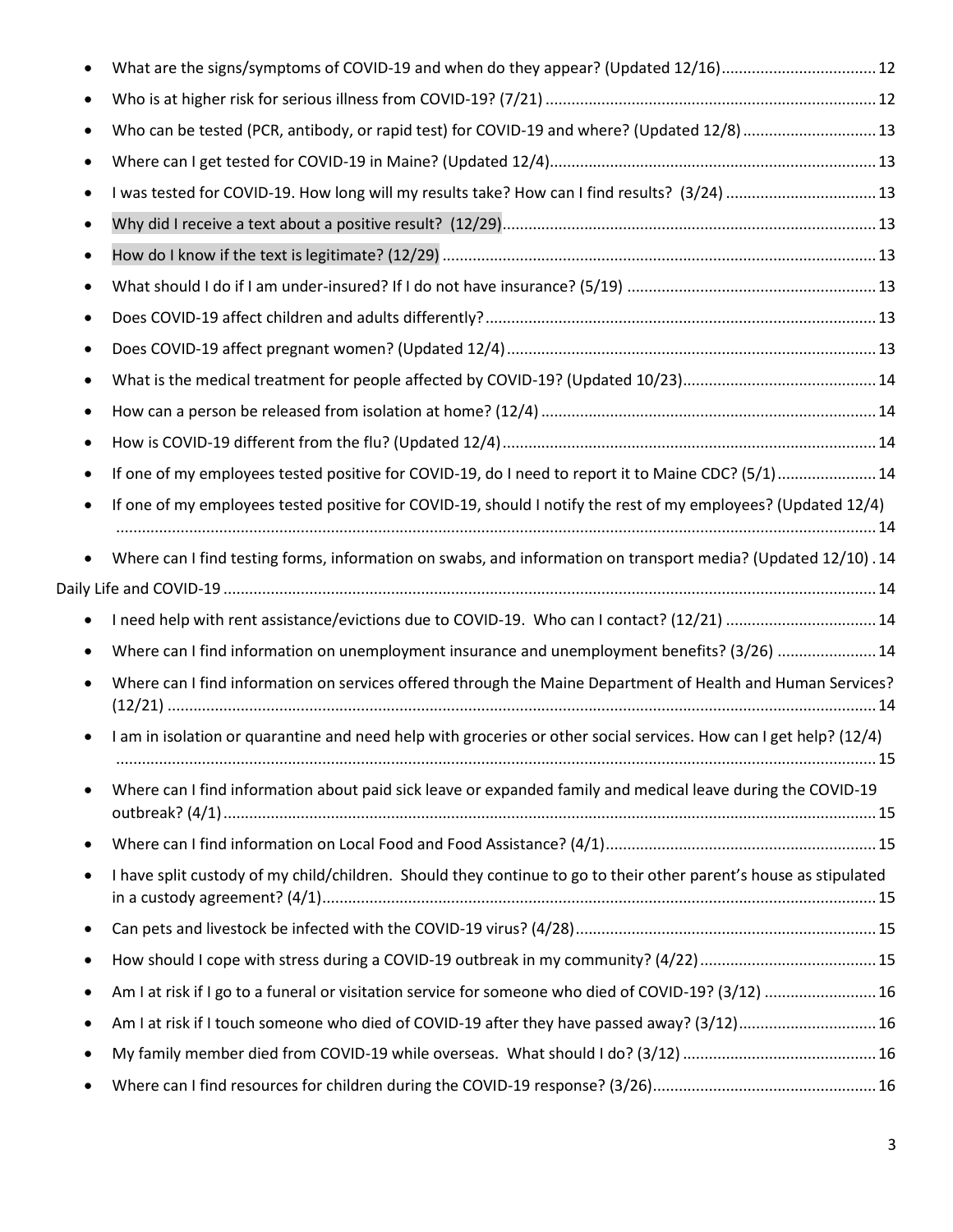- What are the signs/symptoms of COVID-19 and when do they appear? (Updated 12/16) .... 12
- Who is at higher risk for serious illness from COVID-19? (7/21) .... 12
- Who can be tested (PCR, antibody, or rapid test) for COVID-19 and where? (Updated 12/8) .... 13
- Where can I get tested for COVID-19 in Maine? (Updated 12/4) .... 13
- I was tested for COVID-19. How long will my results take? How can I find results? (3/24) .... 13
- Why did I receive a text about a positive result? (12/29) .... 13
- How do I know if the text is legitimate? (12/29) .... 13
- What should I do if I am under-insured? If I do not have insurance? (5/19) .... 13
- Does COVID-19 affect children and adults differently? .... 13
- Does COVID-19 affect pregnant women? (Updated 12/4) .... 13
- What is the medical treatment for people affected by COVID-19? (Updated 10/23) .... 14
- How can a person be released from isolation at home? (12/4) .... 14
- How is COVID-19 different from the flu? (Updated 12/4) .... 14
- If one of my employees tested positive for COVID-19, do I need to report it to Maine CDC? (5/1) .... 14
- If one of my employees tested positive for COVID-19, should I notify the rest of my employees? (Updated 12/4) .... 14
- Where can I find testing forms, information on swabs, and information on transport media? (Updated 12/10) . 14

Daily Life and COVID-19 .... 14

- I need help with rent assistance/evictions due to COVID-19. Who can I contact? (12/21) .... 14
- Where can I find information on unemployment insurance and unemployment benefits? (3/26) .... 14
- Where can I find information on services offered through the Maine Department of Health and Human Services? (12/21) .... 14
- I am in isolation or quarantine and need help with groceries or other social services. How can I get help? (12/4) .... 15
- Where can I find information about paid sick leave or expanded family and medical leave during the COVID-19 outbreak? (4/1) .... 15
- Where can I find information on Local Food and Food Assistance? (4/1) .... 15
- I have split custody of my child/children. Should they continue to go to their other parent's house as stipulated in a custody agreement? (4/1) .... 15
- Can pets and livestock be infected with the COVID-19 virus? (4/28) .... 15
- How should I cope with stress during a COVID-19 outbreak in my community? (4/22) .... 15
- Am I at risk if I go to a funeral or visitation service for someone who died of COVID-19? (3/12) .... 16
- Am I at risk if I touch someone who died of COVID-19 after they have passed away? (3/12) .... 16
- My family member died from COVID-19 while overseas. What should I do? (3/12) .... 16
- Where can I find resources for children during the COVID-19 response? (3/26) .... 16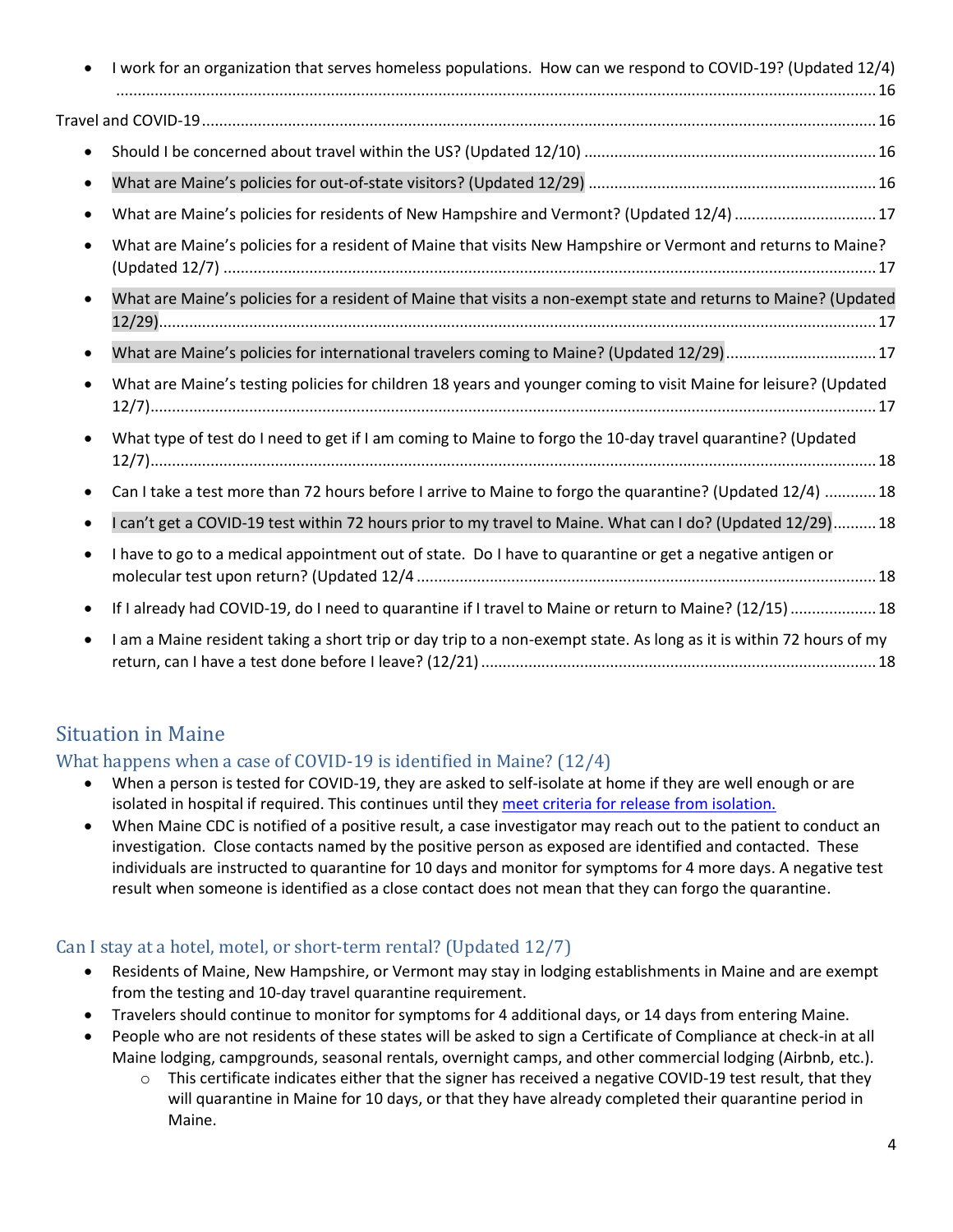- I work for an organization that serves homeless populations. How can we respond to COVID-19? (Updated 12/4) ..... 16

Travel and COVID-19 ..... 16

- Should I be concerned about travel within the US? (Updated 12/10) ..... 16
- What are Maine's policies for out-of-state visitors? (Updated 12/29) ..... 16
- What are Maine's policies for residents of New Hampshire and Vermont? (Updated 12/4) ..... 17
- What are Maine's policies for a resident of Maine that visits New Hampshire or Vermont and returns to Maine? (Updated 12/7) ..... 17
- What are Maine's policies for a resident of Maine that visits a non-exempt state and returns to Maine? (Updated 12/29) ..... 17
- What are Maine's policies for international travelers coming to Maine? (Updated 12/29) ..... 17
- What are Maine's testing policies for children 18 years and younger coming to visit Maine for leisure? (Updated 12/7) ..... 17
- What type of test do I need to get if I am coming to Maine to forgo the 10-day travel quarantine? (Updated 12/7) ..... 18
- Can I take a test more than 72 hours before I arrive to Maine to forgo the quarantine? (Updated 12/4) ..... 18
- I can't get a COVID-19 test within 72 hours prior to my travel to Maine. What can I do? (Updated 12/29) ..... 18
- I have to go to a medical appointment out of state. Do I have to quarantine or get a negative antigen or molecular test upon return? (Updated 12/4 ..... 18
- If I already had COVID-19, do I need to quarantine if I travel to Maine or return to Maine? (12/15) ..... 18
- I am a Maine resident taking a short trip or day trip to a non-exempt state. As long as it is within 72 hours of my return, can I have a test done before I leave? (12/21) ..... 18

# Situation in Maine

## What happens when a case of COVID-19 is identified in Maine? (12/4)

- When a person is tested for COVID-19, they are asked to self-isolate at home if they are well enough or are isolated in hospital if required. This continues until they [meet criteria for release from isolation.]()
- When Maine CDC is notified of a positive result, a case investigator may reach out to the patient to conduct an investigation. Close contacts named by the positive person as exposed are identified and contacted. These individuals are instructed to quarantine for 10 days and monitor for symptoms for 4 more days. A negative test result when someone is identified as a close contact does not mean that they can forgo the quarantine.

## Can I stay at a hotel, motel, or short-term rental? (Updated 12/7)

- Residents of Maine, New Hampshire, or Vermont may stay in lodging establishments in Maine and are exempt from the testing and 10-day travel quarantine requirement.
- Travelers should continue to monitor for symptoms for 4 additional days, or 14 days from entering Maine.
- People who are not residents of these states will be asked to sign a Certificate of Compliance at check-in at all Maine lodging, campgrounds, seasonal rentals, overnight camps, and other commercial lodging (Airbnb, etc.).
  - This certificate indicates either that the signer has received a negative COVID-19 test result, that they will quarantine in Maine for 10 days, or that they have already completed their quarantine period in Maine.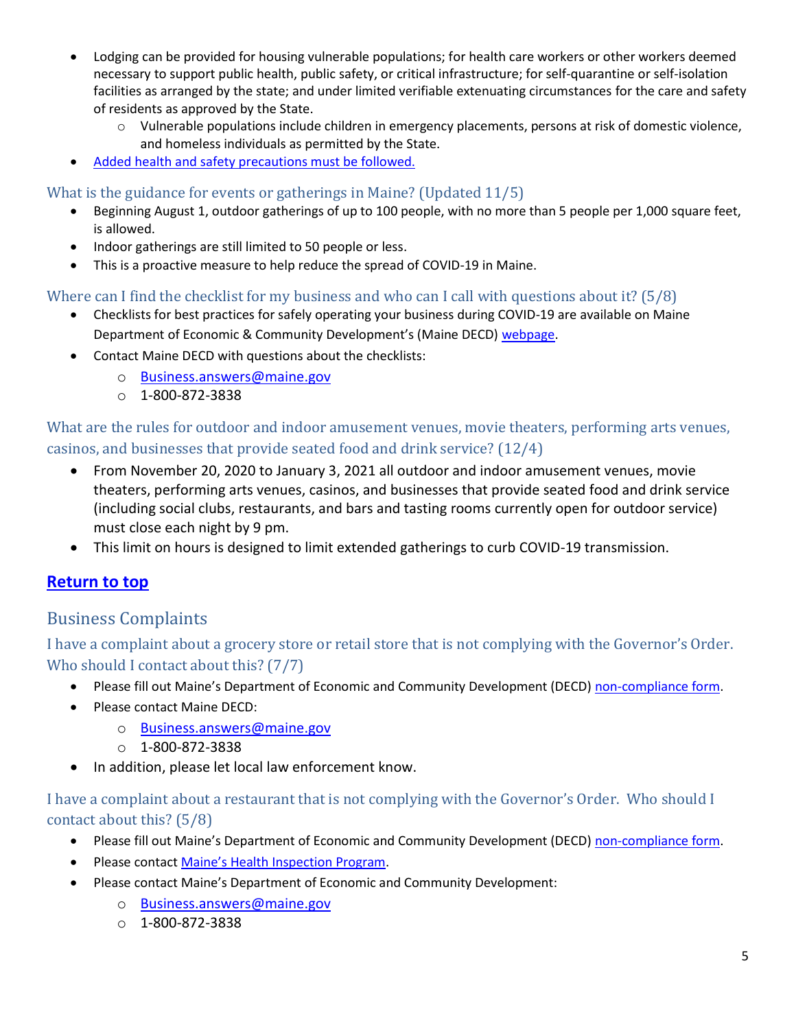- Lodging can be provided for housing vulnerable populations; for health care workers or other workers deemed necessary to support public health, public safety, or critical infrastructure; for self-quarantine or self-isolation facilities as arranged by the state; and under limited verifiable extenuating circumstances for the care and safety of residents as approved by the State.
  - Vulnerable populations include children in emergency placements, persons at risk of domestic violence, and homeless individuals as permitted by the State.
- Added health and safety precautions must be followed.

### What is the guidance for events or gatherings in Maine? (Updated 11/5)

- Beginning August 1, outdoor gatherings of up to 100 people, with no more than 5 people per 1,000 square feet, is allowed.
- Indoor gatherings are still limited to 50 people or less.
- This is a proactive measure to help reduce the spread of COVID-19 in Maine.

### Where can I find the checklist for my business and who can I call with questions about it? (5/8)

- Checklists for best practices for safely operating your business during COVID-19 are available on Maine Department of Economic & Community Development's (Maine DECD) webpage.
- Contact Maine DECD with questions about the checklists:
  - Business.answers@maine.gov
  - 1-800-872-3838

### What are the rules for outdoor and indoor amusement venues, movie theaters, performing arts venues, casinos, and businesses that provide seated food and drink service? (12/4)

- From November 20, 2020 to January 3, 2021 all outdoor and indoor amusement venues, movie theaters, performing arts venues, casinos, and businesses that provide seated food and drink service (including social clubs, restaurants, and bars and tasting rooms currently open for outdoor service) must close each night by 9 pm.
- This limit on hours is designed to limit extended gatherings to curb COVID-19 transmission.

**Return to top**

## Business Complaints

### I have a complaint about a grocery store or retail store that is not complying with the Governor's Order. Who should I contact about this? (7/7)

- Please fill out Maine's Department of Economic and Community Development (DECD) non-compliance form.
- Please contact Maine DECD:
  - Business.answers@maine.gov
  - 1-800-872-3838
- In addition, please let local law enforcement know.

### I have a complaint about a restaurant that is not complying with the Governor's Order. Who should I contact about this? (5/8)

- Please fill out Maine's Department of Economic and Community Development (DECD) non-compliance form.
- Please contact Maine's Health Inspection Program.
- Please contact Maine's Department of Economic and Community Development:
  - Business.answers@maine.gov
  - 1-800-872-3838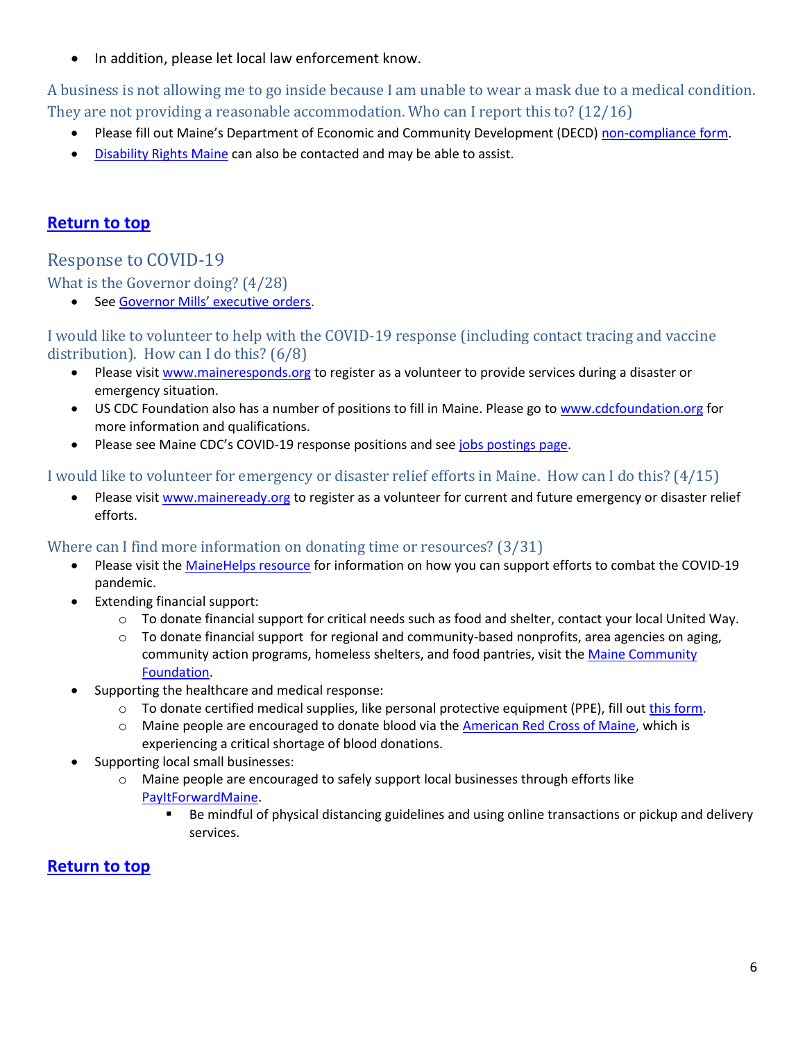- In addition, please let local law enforcement know.

### A business is not allowing me to go inside because I am unable to wear a mask due to a medical condition. They are not providing a reasonable accommodation. Who can I report this to? (12/16)

- Please fill out Maine's Department of Economic and Community Development (DECD) non-compliance form.
- Disability Rights Maine can also be contacted and may be able to assist.

**Return to top**

## Response to COVID-19

### What is the Governor doing? (4/28)

- See Governor Mills' executive orders.

### I would like to volunteer to help with the COVID-19 response (including contact tracing and vaccine distribution). How can I do this? (6/8)

- Please visit www.maineresponds.org to register as a volunteer to provide services during a disaster or emergency situation.
- US CDC Foundation also has a number of positions to fill in Maine. Please go to www.cdcfoundation.org for more information and qualifications.
- Please see Maine CDC's COVID-19 response positions and see jobs postings page.

### I would like to volunteer for emergency or disaster relief efforts in Maine. How can I do this? (4/15)

- Please visit www.maineready.org to register as a volunteer for current and future emergency or disaster relief efforts.

### Where can I find more information on donating time or resources? (3/31)

- Please visit the MaineHelps resource for information on how you can support efforts to combat the COVID-19 pandemic.
- Extending financial support:
  - To donate financial support for critical needs such as food and shelter, contact your local United Way.
  - To donate financial support for regional and community-based nonprofits, area agencies on aging, community action programs, homeless shelters, and food pantries, visit the Maine Community Foundation.
- Supporting the healthcare and medical response:
  - To donate certified medical supplies, like personal protective equipment (PPE), fill out this form.
  - Maine people are encouraged to donate blood via the American Red Cross of Maine, which is experiencing a critical shortage of blood donations.
- Supporting local small businesses:
  - Maine people are encouraged to safely support local businesses through efforts like PayItForwardMaine.
    - Be mindful of physical distancing guidelines and using online transactions or pickup and delivery services.

**Return to top**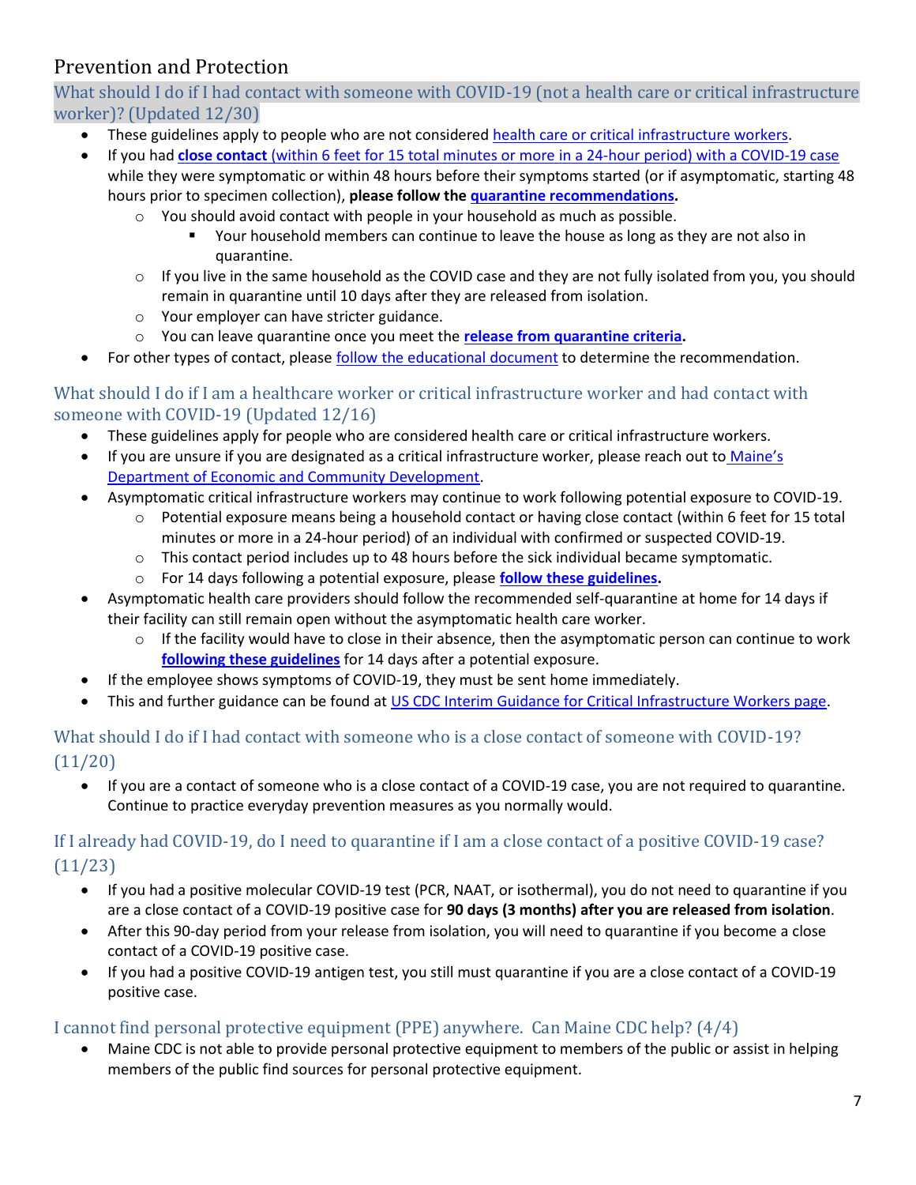## Prevention and Protection

### What should I do if I had contact with someone with COVID-19 (not a health care or critical infrastructure worker)? (Updated 12/30)

- These guidelines apply to people who are not considered health care or critical infrastructure workers.
- If you had **close contact** (within 6 feet for 15 total minutes or more in a 24-hour period) with a COVID-19 case while they were symptomatic or within 48 hours before their symptoms started (or if asymptomatic, starting 48 hours prior to specimen collection), **please follow the quarantine recommendations.**
  - You should avoid contact with people in your household as much as possible.
    - Your household members can continue to leave the house as long as they are not also in quarantine.
  - If you live in the same household as the COVID case and they are not fully isolated from you, you should remain in quarantine until 10 days after they are released from isolation.
  - Your employer can have stricter guidance.
  - You can leave quarantine once you meet the **release from quarantine criteria.**
- For other types of contact, please follow the educational document to determine the recommendation.

### What should I do if I am a healthcare worker or critical infrastructure worker and had contact with someone with COVID-19 (Updated 12/16)

- These guidelines apply for people who are considered health care or critical infrastructure workers.
- If you are unsure if you are designated as a critical infrastructure worker, please reach out to Maine's Department of Economic and Community Development.
- Asymptomatic critical infrastructure workers may continue to work following potential exposure to COVID-19.
  - Potential exposure means being a household contact or having close contact (within 6 feet for 15 total minutes or more in a 24-hour period) of an individual with confirmed or suspected COVID-19.
  - This contact period includes up to 48 hours before the sick individual became symptomatic.
  - For 14 days following a potential exposure, please **follow these guidelines.**
- Asymptomatic health care providers should follow the recommended self-quarantine at home for 14 days if their facility can still remain open without the asymptomatic health care worker.
  - If the facility would have to close in their absence, then the asymptomatic person can continue to work **following these guidelines** for 14 days after a potential exposure.
- If the employee shows symptoms of COVID-19, they must be sent home immediately.
- This and further guidance can be found at US CDC Interim Guidance for Critical Infrastructure Workers page.

### What should I do if I had contact with someone who is a close contact of someone with COVID-19? (11/20)

- If you are a contact of someone who is a close contact of a COVID-19 case, you are not required to quarantine. Continue to practice everyday prevention measures as you normally would.

### If I already had COVID-19, do I need to quarantine if I am a close contact of a positive COVID-19 case? (11/23)

- If you had a positive molecular COVID-19 test (PCR, NAAT, or isothermal), you do not need to quarantine if you are a close contact of a COVID-19 positive case for **90 days (3 months) after you are released from isolation**.
- After this 90-day period from your release from isolation, you will need to quarantine if you become a close contact of a COVID-19 positive case.
- If you had a positive COVID-19 antigen test, you still must quarantine if you are a close contact of a COVID-19 positive case.

### I cannot find personal protective equipment (PPE) anywhere. Can Maine CDC help? (4/4)

- Maine CDC is not able to provide personal protective equipment to members of the public or assist in helping members of the public find sources for personal protective equipment.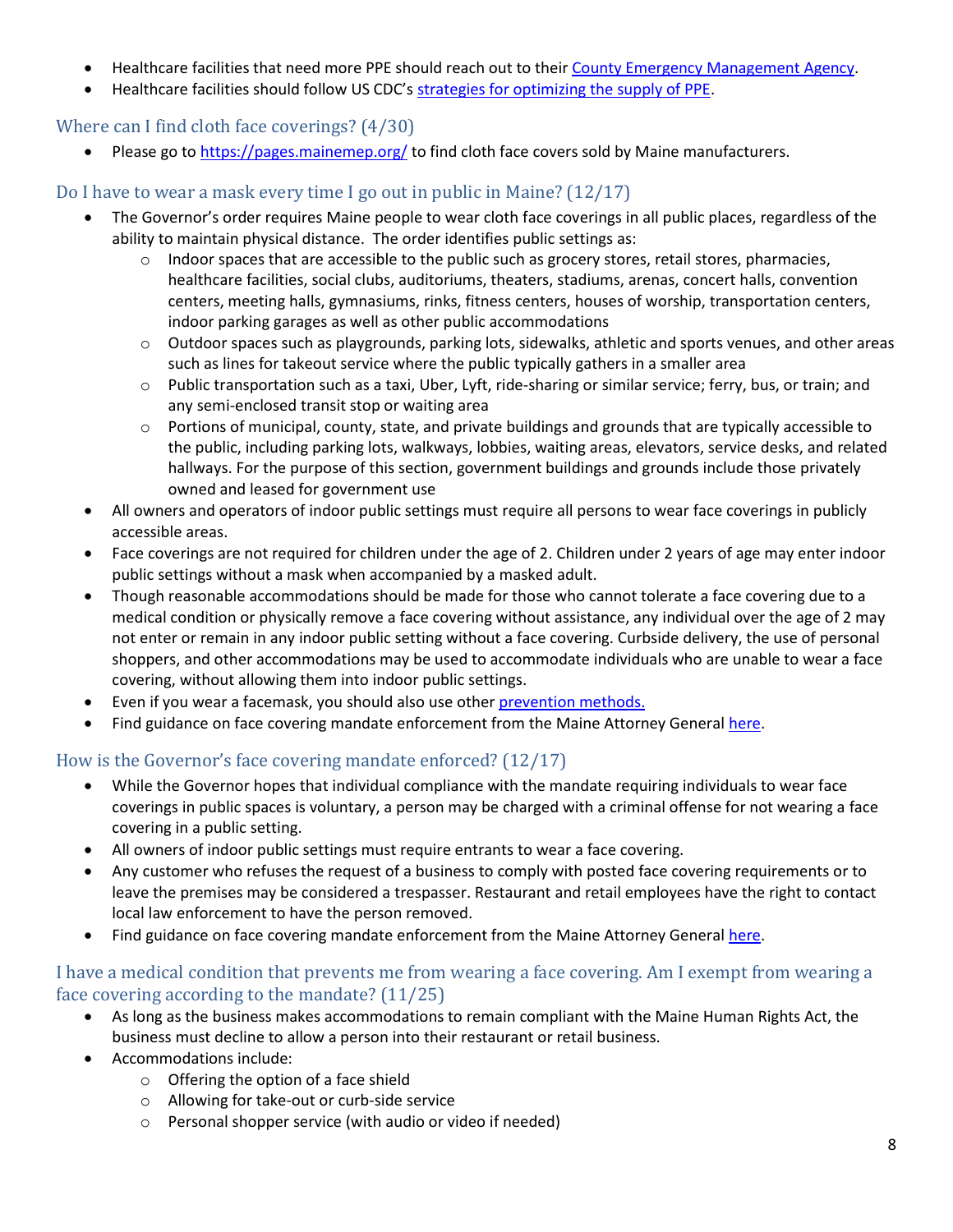- Healthcare facilities that need more PPE should reach out to their [County Emergency Management Agency](#).
- Healthcare facilities should follow US CDC's [strategies for optimizing the supply of PPE](#).

## Where can I find cloth face coverings? (4/30)

- Please go to [https://pages.mainemep.org/](https://pages.mainemep.org/) to find cloth face covers sold by Maine manufacturers.

## Do I have to wear a mask every time I go out in public in Maine? (12/17)

- The Governor's order requires Maine people to wear cloth face coverings in all public places, regardless of the ability to maintain physical distance. The order identifies public settings as:
  - Indoor spaces that are accessible to the public such as grocery stores, retail stores, pharmacies, healthcare facilities, social clubs, auditoriums, theaters, stadiums, arenas, concert halls, convention centers, meeting halls, gymnasiums, rinks, fitness centers, houses of worship, transportation centers, indoor parking garages as well as other public accommodations
  - Outdoor spaces such as playgrounds, parking lots, sidewalks, athletic and sports venues, and other areas such as lines for takeout service where the public typically gathers in a smaller area
  - Public transportation such as a taxi, Uber, Lyft, ride-sharing or similar service; ferry, bus, or train; and any semi-enclosed transit stop or waiting area
  - Portions of municipal, county, state, and private buildings and grounds that are typically accessible to the public, including parking lots, walkways, lobbies, waiting areas, elevators, service desks, and related hallways. For the purpose of this section, government buildings and grounds include those privately owned and leased for government use
- All owners and operators of indoor public settings must require all persons to wear face coverings in publicly accessible areas.
- Face coverings are not required for children under the age of 2. Children under 2 years of age may enter indoor public settings without a mask when accompanied by a masked adult.
- Though reasonable accommodations should be made for those who cannot tolerate a face covering due to a medical condition or physically remove a face covering without assistance, any individual over the age of 2 may not enter or remain in any indoor public setting without a face covering. Curbside delivery, the use of personal shoppers, and other accommodations may be used to accommodate individuals who are unable to wear a face covering, without allowing them into indoor public settings.
- Even if you wear a facemask, you should also use other [prevention methods.](#)
- Find guidance on face covering mandate enforcement from the Maine Attorney General [here](#).

## How is the Governor's face covering mandate enforced? (12/17)

- While the Governor hopes that individual compliance with the mandate requiring individuals to wear face coverings in public spaces is voluntary, a person may be charged with a criminal offense for not wearing a face covering in a public setting.
- All owners of indoor public settings must require entrants to wear a face covering.
- Any customer who refuses the request of a business to comply with posted face covering requirements or to leave the premises may be considered a trespasser. Restaurant and retail employees have the right to contact local law enforcement to have the person removed.
- Find guidance on face covering mandate enforcement from the Maine Attorney General [here](#).

## I have a medical condition that prevents me from wearing a face covering. Am I exempt from wearing a face covering according to the mandate? (11/25)

- As long as the business makes accommodations to remain compliant with the Maine Human Rights Act, the business must decline to allow a person into their restaurant or retail business.
- Accommodations include:
  - Offering the option of a face shield
  - Allowing for take-out or curb-side service
  - Personal shopper service (with audio or video if needed)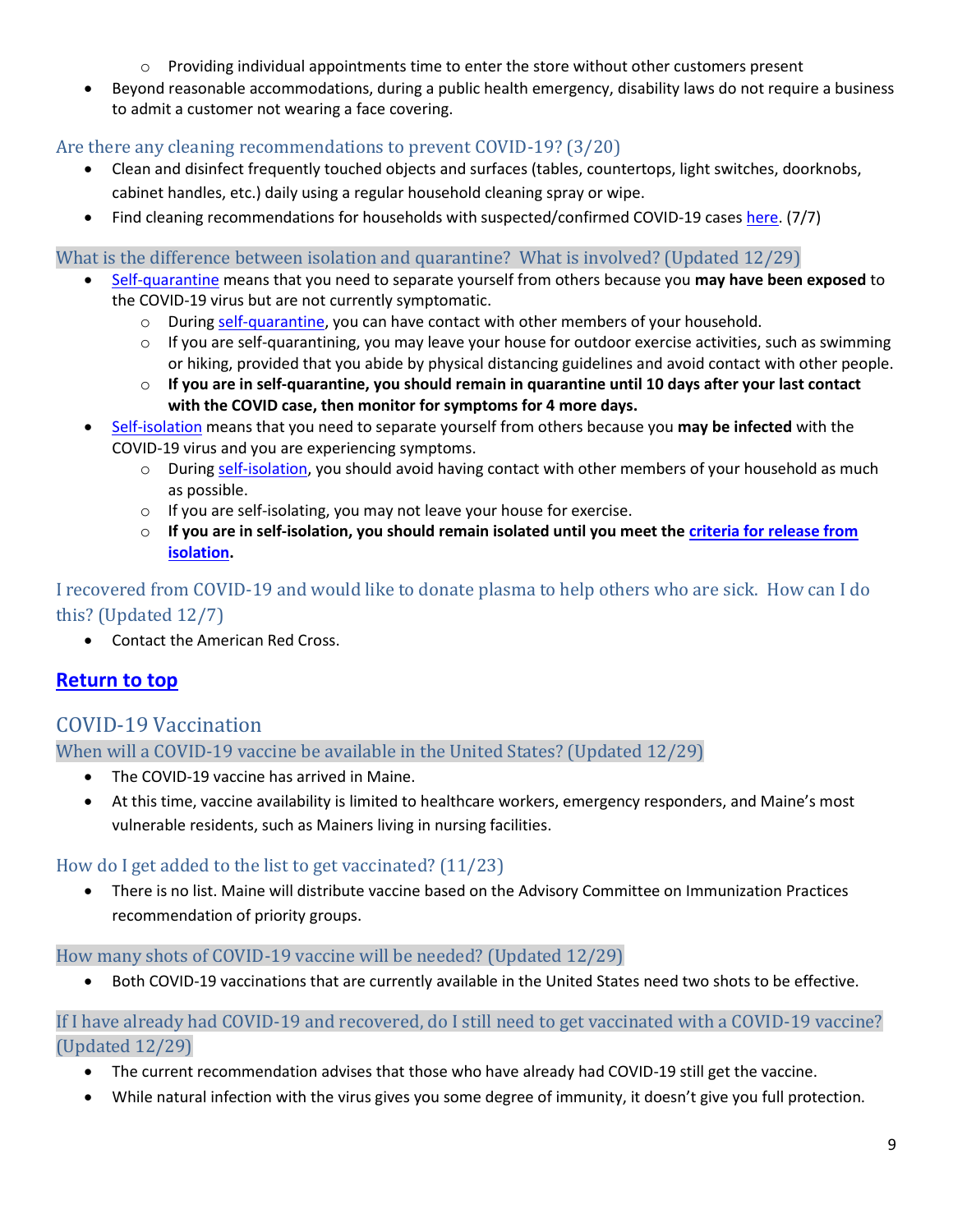- Providing individual appointments time to enter the store without other customers present
- Beyond reasonable accommodations, during a public health emergency, disability laws do not require a business to admit a customer not wearing a face covering.

### Are there any cleaning recommendations to prevent COVID-19? (3/20)

- Clean and disinfect frequently touched objects and surfaces (tables, countertops, light switches, doorknobs, cabinet handles, etc.) daily using a regular household cleaning spray or wipe.
- Find cleaning recommendations for households with suspected/confirmed COVID-19 cases here. (7/7)

### What is the difference between isolation and quarantine? What is involved? (Updated 12/29)

- Self-quarantine means that you need to separate yourself from others because you **may have been exposed** to the COVID-19 virus but are not currently symptomatic.
  - During self-quarantine, you can have contact with other members of your household.
  - If you are self-quarantining, you may leave your house for outdoor exercise activities, such as swimming or hiking, provided that you abide by physical distancing guidelines and avoid contact with other people.
  - **If you are in self-quarantine, you should remain in quarantine until 10 days after your last contact with the COVID case, then monitor for symptoms for 4 more days.**
- Self-isolation means that you need to separate yourself from others because you **may be infected** with the COVID-19 virus and you are experiencing symptoms.
  - During self-isolation, you should avoid having contact with other members of your household as much as possible.
  - If you are self-isolating, you may not leave your house for exercise.
  - **If you are in self-isolation, you should remain isolated until you meet the criteria for release from isolation.**

### I recovered from COVID-19 and would like to donate plasma to help others who are sick. How can I do this? (Updated 12/7)

- Contact the American Red Cross.

**Return to top**

## COVID-19 Vaccination

### When will a COVID-19 vaccine be available in the United States? (Updated 12/29)

- The COVID-19 vaccine has arrived in Maine.
- At this time, vaccine availability is limited to healthcare workers, emergency responders, and Maine's most vulnerable residents, such as Mainers living in nursing facilities.

### How do I get added to the list to get vaccinated? (11/23)

- There is no list. Maine will distribute vaccine based on the Advisory Committee on Immunization Practices recommendation of priority groups.

### How many shots of COVID-19 vaccine will be needed? (Updated 12/29)

- Both COVID-19 vaccinations that are currently available in the United States need two shots to be effective.

### If I have already had COVID-19 and recovered, do I still need to get vaccinated with a COVID-19 vaccine? (Updated 12/29)

- The current recommendation advises that those who have already had COVID-19 still get the vaccine.
- While natural infection with the virus gives you some degree of immunity, it doesn't give you full protection.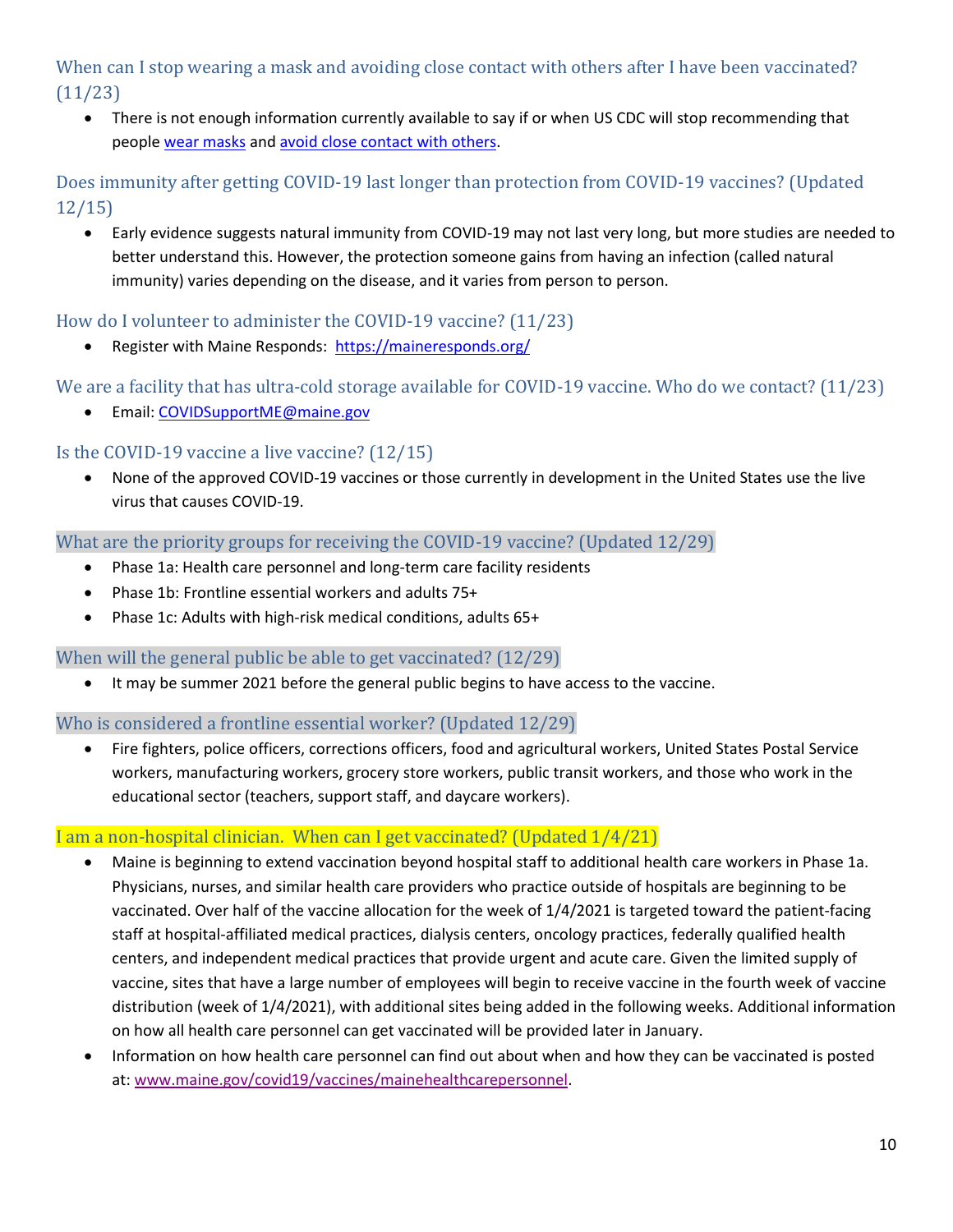### When can I stop wearing a mask and avoiding close contact with others after I have been vaccinated? (11/23)

- There is not enough information currently available to say if or when US CDC will stop recommending that people [wear masks](#) and [avoid close contact with others](#).

### Does immunity after getting COVID-19 last longer than protection from COVID-19 vaccines? (Updated 12/15)

- Early evidence suggests natural immunity from COVID-19 may not last very long, but more studies are needed to better understand this. However, the protection someone gains from having an infection (called natural immunity) varies depending on the disease, and it varies from person to person.

### How do I volunteer to administer the COVID-19 vaccine? (11/23)

- Register with Maine Responds: [https://maineresponds.org/](https://maineresponds.org/)

### We are a facility that has ultra-cold storage available for COVID-19 vaccine. Who do we contact? (11/23)

- Email: [COVIDSupportME@maine.gov](mailto:COVIDSupportME@maine.gov)

### Is the COVID-19 vaccine a live vaccine? (12/15)

- None of the approved COVID-19 vaccines or those currently in development in the United States use the live virus that causes COVID-19.

### What are the priority groups for receiving the COVID-19 vaccine? (Updated 12/29)

- Phase 1a: Health care personnel and long-term care facility residents
- Phase 1b: Frontline essential workers and adults 75+
- Phase 1c: Adults with high-risk medical conditions, adults 65+

### When will the general public be able to get vaccinated? (12/29)

- It may be summer 2021 before the general public begins to have access to the vaccine.

### Who is considered a frontline essential worker? (Updated 12/29)

- Fire fighters, police officers, corrections officers, food and agricultural workers, United States Postal Service workers, manufacturing workers, grocery store workers, public transit workers, and those who work in the educational sector (teachers, support staff, and daycare workers).

### I am a non-hospital clinician. When can I get vaccinated? (Updated 1/4/21)

- Maine is beginning to extend vaccination beyond hospital staff to additional health care workers in Phase 1a. Physicians, nurses, and similar health care providers who practice outside of hospitals are beginning to be vaccinated. Over half of the vaccine allocation for the week of 1/4/2021 is targeted toward the patient-facing staff at hospital-affiliated medical practices, dialysis centers, oncology practices, federally qualified health centers, and independent medical practices that provide urgent and acute care. Given the limited supply of vaccine, sites that have a large number of employees will begin to receive vaccine in the fourth week of vaccine distribution (week of 1/4/2021), with additional sites being added in the following weeks. Additional information on how all health care personnel can get vaccinated will be provided later in January.
- Information on how health care personnel can find out about when and how they can be vaccinated is posted at: [www.maine.gov/covid19/vaccines/mainehealthcarepersonnel](www.maine.gov/covid19/vaccines/mainehealthcarepersonnel).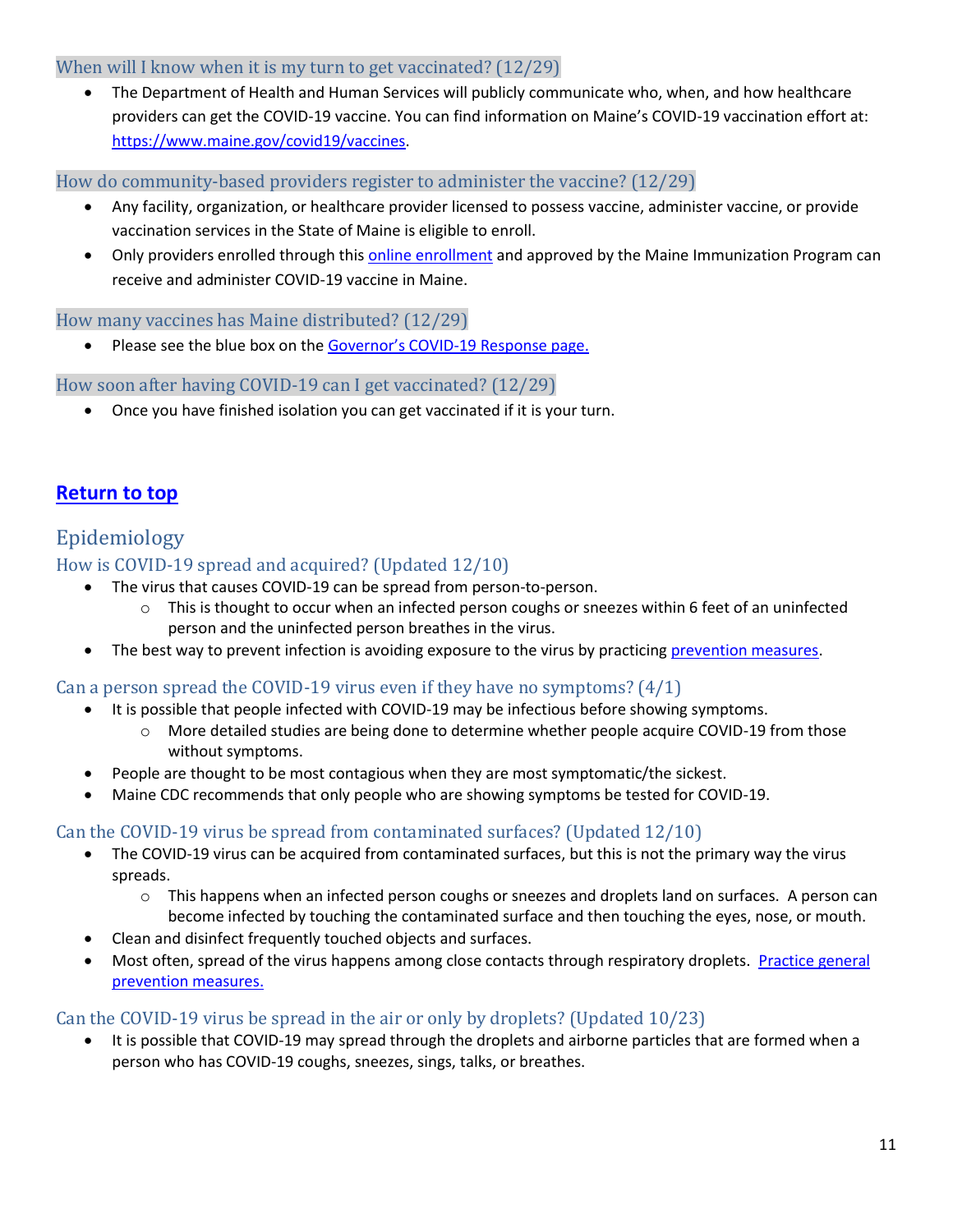### When will I know when it is my turn to get vaccinated? (12/29)

- The Department of Health and Human Services will publicly communicate who, when, and how healthcare providers can get the COVID-19 vaccine. You can find information on Maine's COVID-19 vaccination effort at: https://www.maine.gov/covid19/vaccines.

### How do community-based providers register to administer the vaccine? (12/29)

- Any facility, organization, or healthcare provider licensed to possess vaccine, administer vaccine, or provide vaccination services in the State of Maine is eligible to enroll.
- Only providers enrolled through this online enrollment and approved by the Maine Immunization Program can receive and administer COVID-19 vaccine in Maine.

### How many vaccines has Maine distributed? (12/29)

- Please see the blue box on the Governor's COVID-19 Response page.

### How soon after having COVID-19 can I get vaccinated? (12/29)

- Once you have finished isolation you can get vaccinated if it is your turn.

**Return to top**

## Epidemiology

### How is COVID-19 spread and acquired? (Updated 12/10)

- The virus that causes COVID-19 can be spread from person-to-person.
    - This is thought to occur when an infected person coughs or sneezes within 6 feet of an uninfected person and the uninfected person breathes in the virus.
- The best way to prevent infection is avoiding exposure to the virus by practicing prevention measures.

### Can a person spread the COVID-19 virus even if they have no symptoms? (4/1)

- It is possible that people infected with COVID-19 may be infectious before showing symptoms.
    - More detailed studies are being done to determine whether people acquire COVID-19 from those without symptoms.
- People are thought to be most contagious when they are most symptomatic/the sickest.
- Maine CDC recommends that only people who are showing symptoms be tested for COVID-19.

### Can the COVID-19 virus be spread from contaminated surfaces? (Updated 12/10)

- The COVID-19 virus can be acquired from contaminated surfaces, but this is not the primary way the virus spreads.
    - This happens when an infected person coughs or sneezes and droplets land on surfaces. A person can become infected by touching the contaminated surface and then touching the eyes, nose, or mouth.
- Clean and disinfect frequently touched objects and surfaces.
- Most often, spread of the virus happens among close contacts through respiratory droplets. Practice general prevention measures.

### Can the COVID-19 virus be spread in the air or only by droplets? (Updated 10/23)

- It is possible that COVID-19 may spread through the droplets and airborne particles that are formed when a person who has COVID-19 coughs, sneezes, sings, talks, or breathes.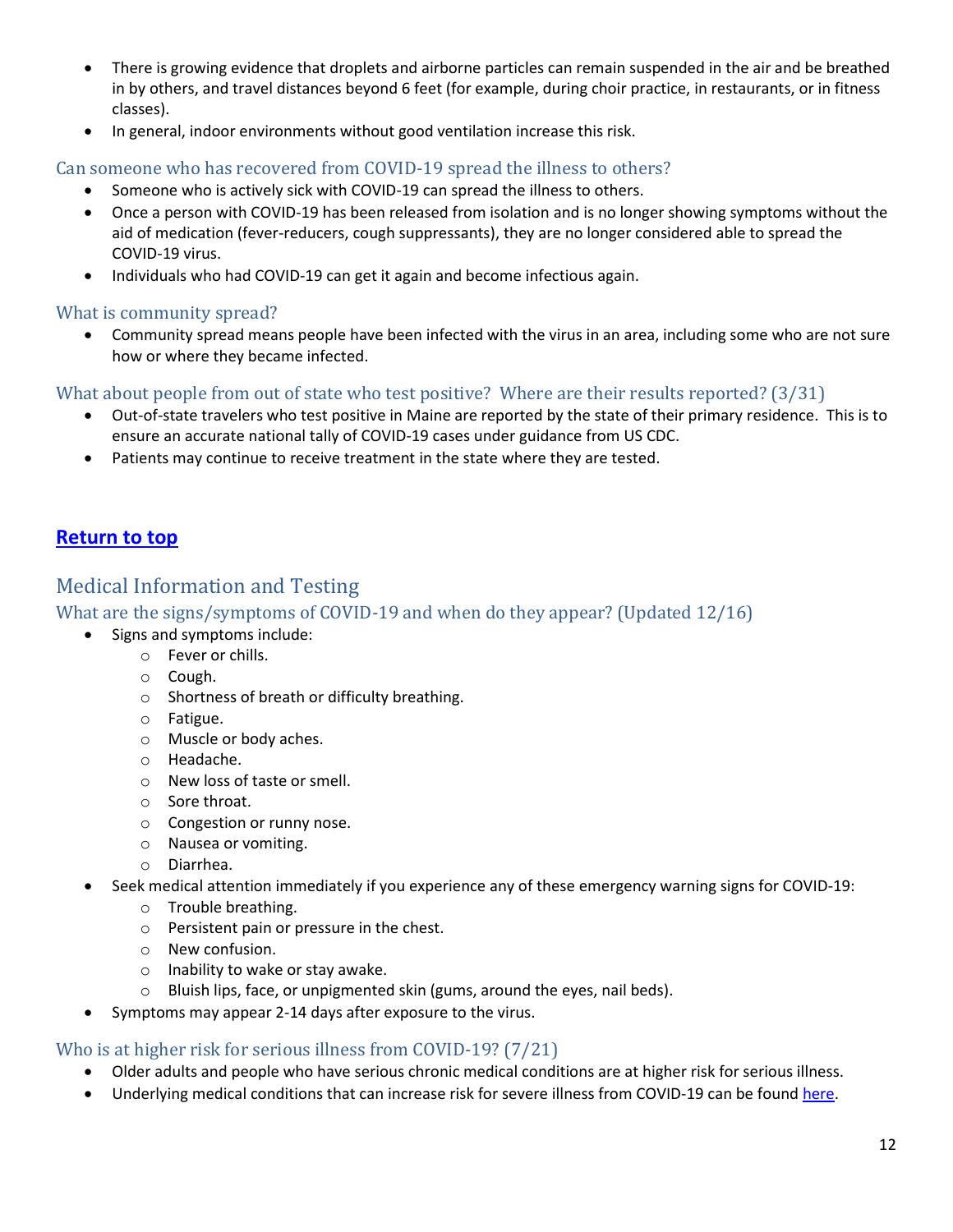- There is growing evidence that droplets and airborne particles can remain suspended in the air and be breathed in by others, and travel distances beyond 6 feet (for example, during choir practice, in restaurants, or in fitness classes).
- In general, indoor environments without good ventilation increase this risk.

### Can someone who has recovered from COVID-19 spread the illness to others?

- Someone who is actively sick with COVID-19 can spread the illness to others.
- Once a person with COVID-19 has been released from isolation and is no longer showing symptoms without the aid of medication (fever-reducers, cough suppressants), they are no longer considered able to spread the COVID-19 virus.
- Individuals who had COVID-19 can get it again and become infectious again.

### What is community spread?

- Community spread means people have been infected with the virus in an area, including some who are not sure how or where they became infected.

### What about people from out of state who test positive? Where are their results reported? (3/31)

- Out-of-state travelers who test positive in Maine are reported by the state of their primary residence. This is to ensure an accurate national tally of COVID-19 cases under guidance from US CDC.
- Patients may continue to receive treatment in the state where they are tested.

**Return to top**

## Medical Information and Testing

### What are the signs/symptoms of COVID-19 and when do they appear? (Updated 12/16)

- Signs and symptoms include:
  - Fever or chills.
  - Cough.
  - Shortness of breath or difficulty breathing.
  - Fatigue.
  - Muscle or body aches.
  - Headache.
  - New loss of taste or smell.
  - Sore throat.
  - Congestion or runny nose.
  - Nausea or vomiting.
  - Diarrhea.
- Seek medical attention immediately if you experience any of these emergency warning signs for COVID-19:
  - Trouble breathing.
  - Persistent pain or pressure in the chest.
  - New confusion.
  - Inability to wake or stay awake.
  - Bluish lips, face, or unpigmented skin (gums, around the eyes, nail beds).
- Symptoms may appear 2-14 days after exposure to the virus.

### Who is at higher risk for serious illness from COVID-19? (7/21)

- Older adults and people who have serious chronic medical conditions are at higher risk for serious illness.
- Underlying medical conditions that can increase risk for severe illness from COVID-19 can be found here.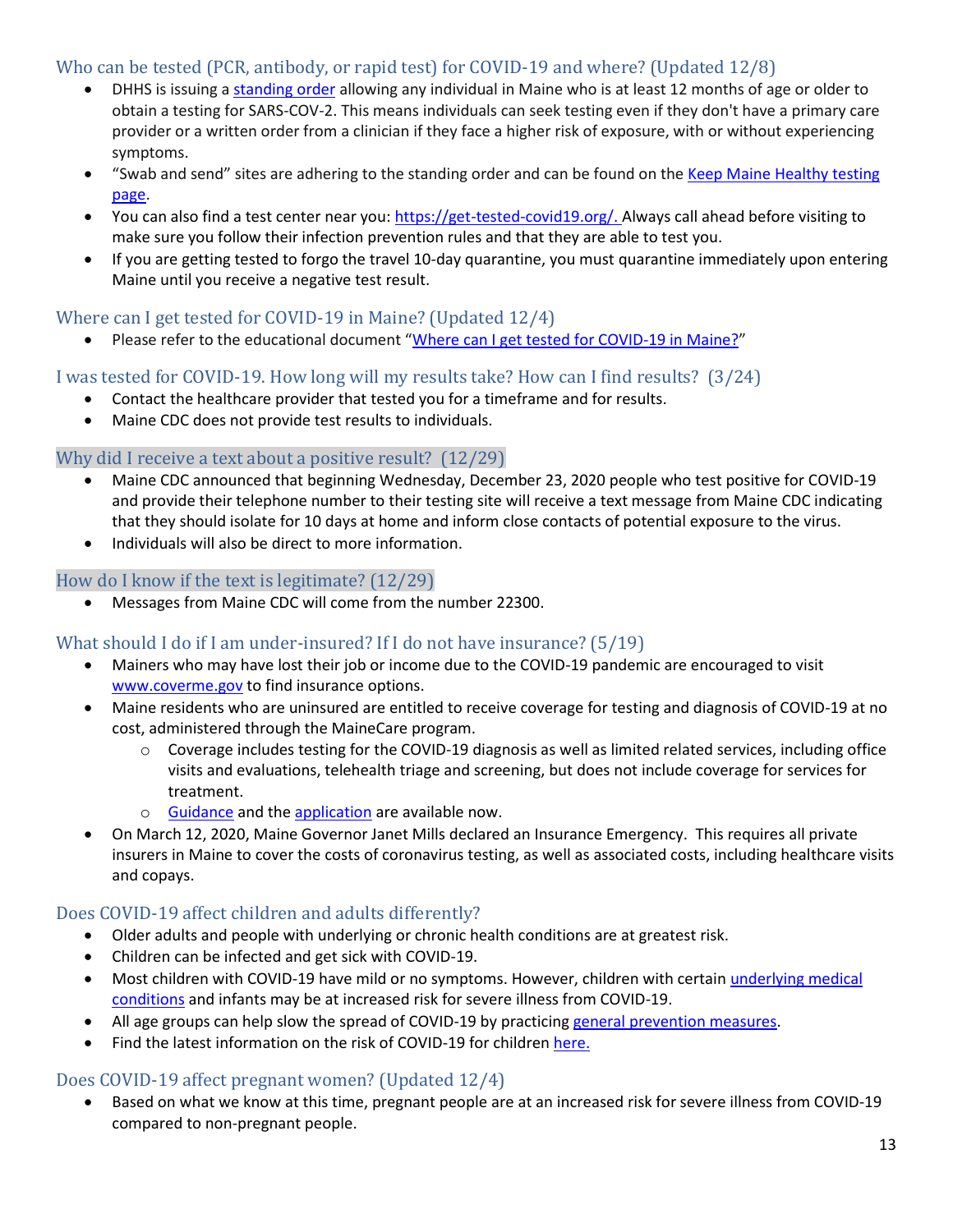## Who can be tested (PCR, antibody, or rapid test) for COVID-19 and where? (Updated 12/8)

- DHHS is issuing a standing order allowing any individual in Maine who is at least 12 months of age or older to obtain a testing for SARS-COV-2. This means individuals can seek testing even if they don't have a primary care provider or a written order from a clinician if they face a higher risk of exposure, with or without experiencing symptoms.
- "Swab and send" sites are adhering to the standing order and can be found on the Keep Maine Healthy testing page.
- You can also find a test center near you: https://get-tested-covid19.org/. Always call ahead before visiting to make sure you follow their infection prevention rules and that they are able to test you.
- If you are getting tested to forgo the travel 10-day quarantine, you must quarantine immediately upon entering Maine until you receive a negative test result.

## Where can I get tested for COVID-19 in Maine? (Updated 12/4)

- Please refer to the educational document "Where can I get tested for COVID-19 in Maine?"

## I was tested for COVID-19. How long will my results take? How can I find results? (3/24)

- Contact the healthcare provider that tested you for a timeframe and for results.
- Maine CDC does not provide test results to individuals.

## Why did I receive a text about a positive result? (12/29)

- Maine CDC announced that beginning Wednesday, December 23, 2020 people who test positive for COVID-19 and provide their telephone number to their testing site will receive a text message from Maine CDC indicating that they should isolate for 10 days at home and inform close contacts of potential exposure to the virus.
- Individuals will also be direct to more information.

## How do I know if the text is legitimate? (12/29)

- Messages from Maine CDC will come from the number 22300.

## What should I do if I am under-insured? If I do not have insurance? (5/19)

- Mainers who may have lost their job or income due to the COVID-19 pandemic are encouraged to visit www.coverme.gov to find insurance options.
- Maine residents who are uninsured are entitled to receive coverage for testing and diagnosis of COVID-19 at no cost, administered through the MaineCare program.
  - Coverage includes testing for the COVID-19 diagnosis as well as limited related services, including office visits and evaluations, telehealth triage and screening, but does not include coverage for services for treatment.
  - Guidance and the application are available now.
- On March 12, 2020, Maine Governor Janet Mills declared an Insurance Emergency. This requires all private insurers in Maine to cover the costs of coronavirus testing, as well as associated costs, including healthcare visits and copays.

## Does COVID-19 affect children and adults differently?

- Older adults and people with underlying or chronic health conditions are at greatest risk.
- Children can be infected and get sick with COVID-19.
- Most children with COVID-19 have mild or no symptoms. However, children with certain underlying medical conditions and infants may be at increased risk for severe illness from COVID-19.
- All age groups can help slow the spread of COVID-19 by practicing general prevention measures.
- Find the latest information on the risk of COVID-19 for children here.

## Does COVID-19 affect pregnant women? (Updated 12/4)

- Based on what we know at this time, pregnant people are at an increased risk for severe illness from COVID-19 compared to non-pregnant people.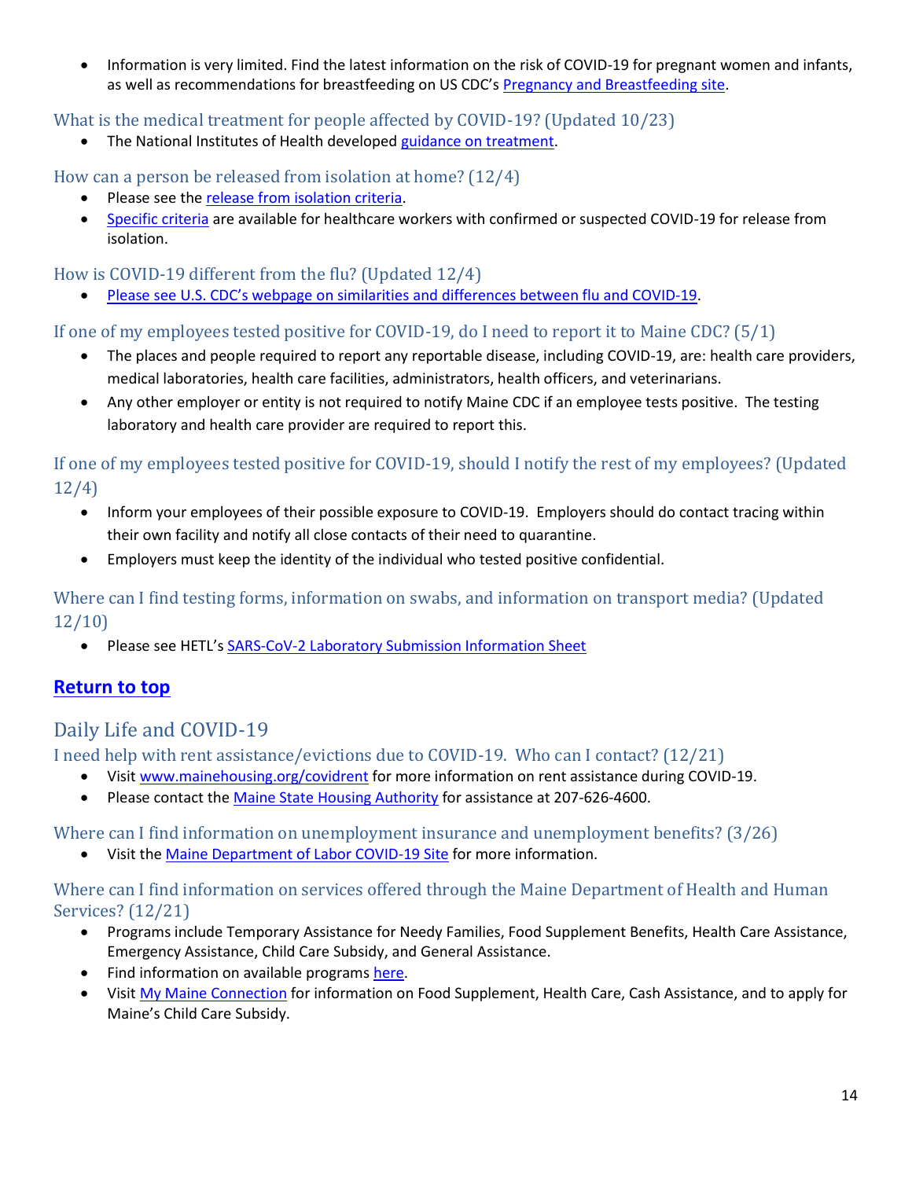- Information is very limited. Find the latest information on the risk of COVID-19 for pregnant women and infants, as well as recommendations for breastfeeding on US CDC's Pregnancy and Breastfeeding site.

### What is the medical treatment for people affected by COVID-19? (Updated 10/23)

- The National Institutes of Health developed guidance on treatment.

### How can a person be released from isolation at home? (12/4)

- Please see the release from isolation criteria.
- Specific criteria are available for healthcare workers with confirmed or suspected COVID-19 for release from isolation.

### How is COVID-19 different from the flu? (Updated 12/4)

- Please see U.S. CDC's webpage on similarities and differences between flu and COVID-19.

### If one of my employees tested positive for COVID-19, do I need to report it to Maine CDC? (5/1)

- The places and people required to report any reportable disease, including COVID-19, are: health care providers, medical laboratories, health care facilities, administrators, health officers, and veterinarians.
- Any other employer or entity is not required to notify Maine CDC if an employee tests positive. The testing laboratory and health care provider are required to report this.

### If one of my employees tested positive for COVID-19, should I notify the rest of my employees? (Updated 12/4)

- Inform your employees of their possible exposure to COVID-19. Employers should do contact tracing within their own facility and notify all close contacts of their need to quarantine.
- Employers must keep the identity of the individual who tested positive confidential.

### Where can I find testing forms, information on swabs, and information on transport media? (Updated 12/10)

- Please see HETL's SARS-CoV-2 Laboratory Submission Information Sheet

**Return to top**

## Daily Life and COVID-19

### I need help with rent assistance/evictions due to COVID-19. Who can I contact? (12/21)

- Visit www.mainehousing.org/covidrent for more information on rent assistance during COVID-19.
- Please contact the Maine State Housing Authority for assistance at 207-626-4600.

### Where can I find information on unemployment insurance and unemployment benefits? (3/26)

- Visit the Maine Department of Labor COVID-19 Site for more information.

### Where can I find information on services offered through the Maine Department of Health and Human Services? (12/21)

- Programs include Temporary Assistance for Needy Families, Food Supplement Benefits, Health Care Assistance, Emergency Assistance, Child Care Subsidy, and General Assistance.
- Find information on available programs here.
- Visit My Maine Connection for information on Food Supplement, Health Care, Cash Assistance, and to apply for Maine's Child Care Subsidy.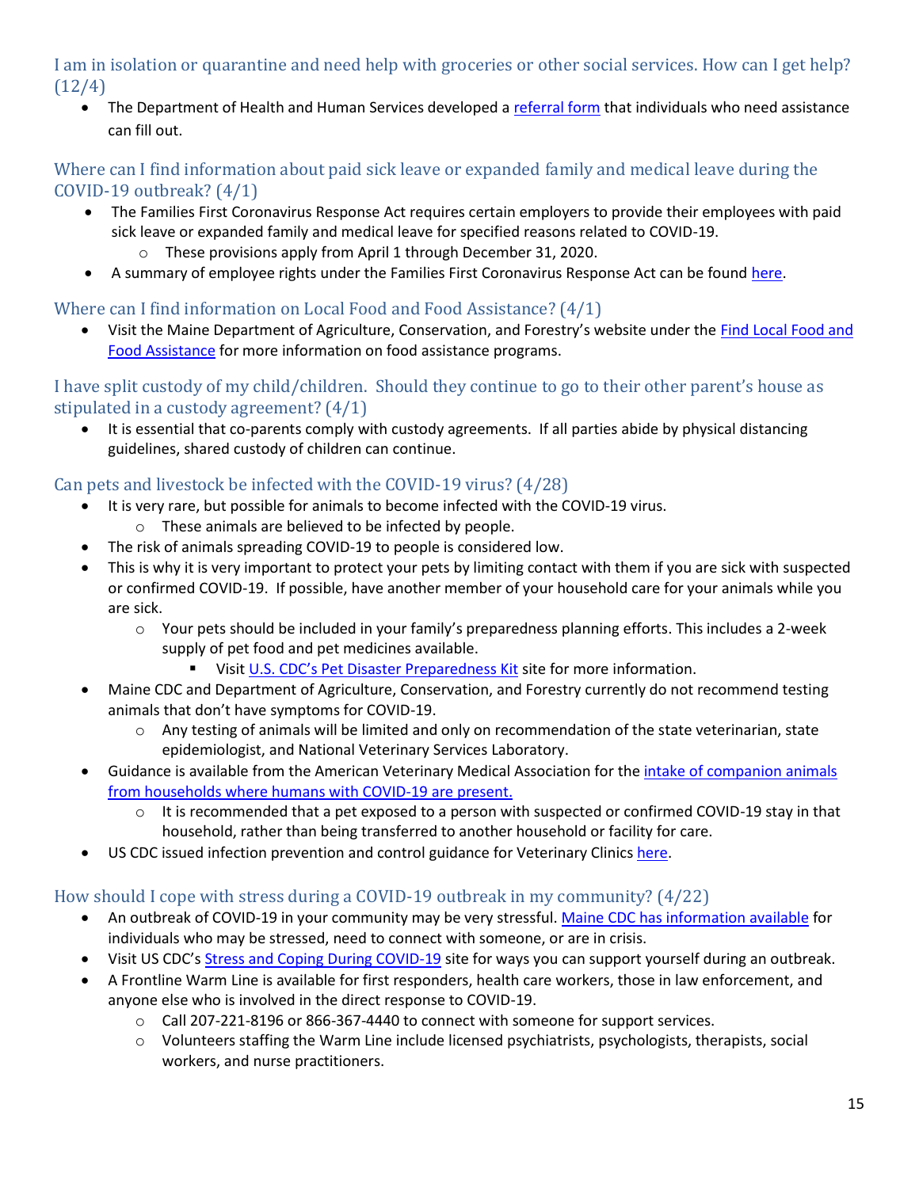### I am in isolation or quarantine and need help with groceries or other social services. How can I get help? (12/4)

- The Department of Health and Human Services developed a referral form that individuals who need assistance can fill out.

### Where can I find information about paid sick leave or expanded family and medical leave during the COVID-19 outbreak? (4/1)

- The Families First Coronavirus Response Act requires certain employers to provide their employees with paid sick leave or expanded family and medical leave for specified reasons related to COVID-19.
  - These provisions apply from April 1 through December 31, 2020.
- A summary of employee rights under the Families First Coronavirus Response Act can be found here.

### Where can I find information on Local Food and Food Assistance? (4/1)

- Visit the Maine Department of Agriculture, Conservation, and Forestry's website under the Find Local Food and Food Assistance for more information on food assistance programs.

### I have split custody of my child/children. Should they continue to go to their other parent's house as stipulated in a custody agreement? (4/1)

- It is essential that co-parents comply with custody agreements. If all parties abide by physical distancing guidelines, shared custody of children can continue.

### Can pets and livestock be infected with the COVID-19 virus? (4/28)

- It is very rare, but possible for animals to become infected with the COVID-19 virus.
  - These animals are believed to be infected by people.
- The risk of animals spreading COVID-19 to people is considered low.
- This is why it is very important to protect your pets by limiting contact with them if you are sick with suspected or confirmed COVID-19. If possible, have another member of your household care for your animals while you are sick.
  - Your pets should be included in your family's preparedness planning efforts. This includes a 2-week supply of pet food and pet medicines available.
    - Visit U.S. CDC's Pet Disaster Preparedness Kit site for more information.
- Maine CDC and Department of Agriculture, Conservation, and Forestry currently do not recommend testing animals that don't have symptoms for COVID-19.
  - Any testing of animals will be limited and only on recommendation of the state veterinarian, state epidemiologist, and National Veterinary Services Laboratory.
- Guidance is available from the American Veterinary Medical Association for the intake of companion animals from households where humans with COVID-19 are present.
  - It is recommended that a pet exposed to a person with suspected or confirmed COVID-19 stay in that household, rather than being transferred to another household or facility for care.
- US CDC issued infection prevention and control guidance for Veterinary Clinics here.

### How should I cope with stress during a COVID-19 outbreak in my community? (4/22)

- An outbreak of COVID-19 in your community may be very stressful. Maine CDC has information available for individuals who may be stressed, need to connect with someone, or are in crisis.
- Visit US CDC's Stress and Coping During COVID-19 site for ways you can support yourself during an outbreak.
- A Frontline Warm Line is available for first responders, health care workers, those in law enforcement, and anyone else who is involved in the direct response to COVID-19.
  - Call 207-221-8196 or 866-367-4440 to connect with someone for support services.
  - Volunteers staffing the Warm Line include licensed psychiatrists, psychologists, therapists, social workers, and nurse practitioners.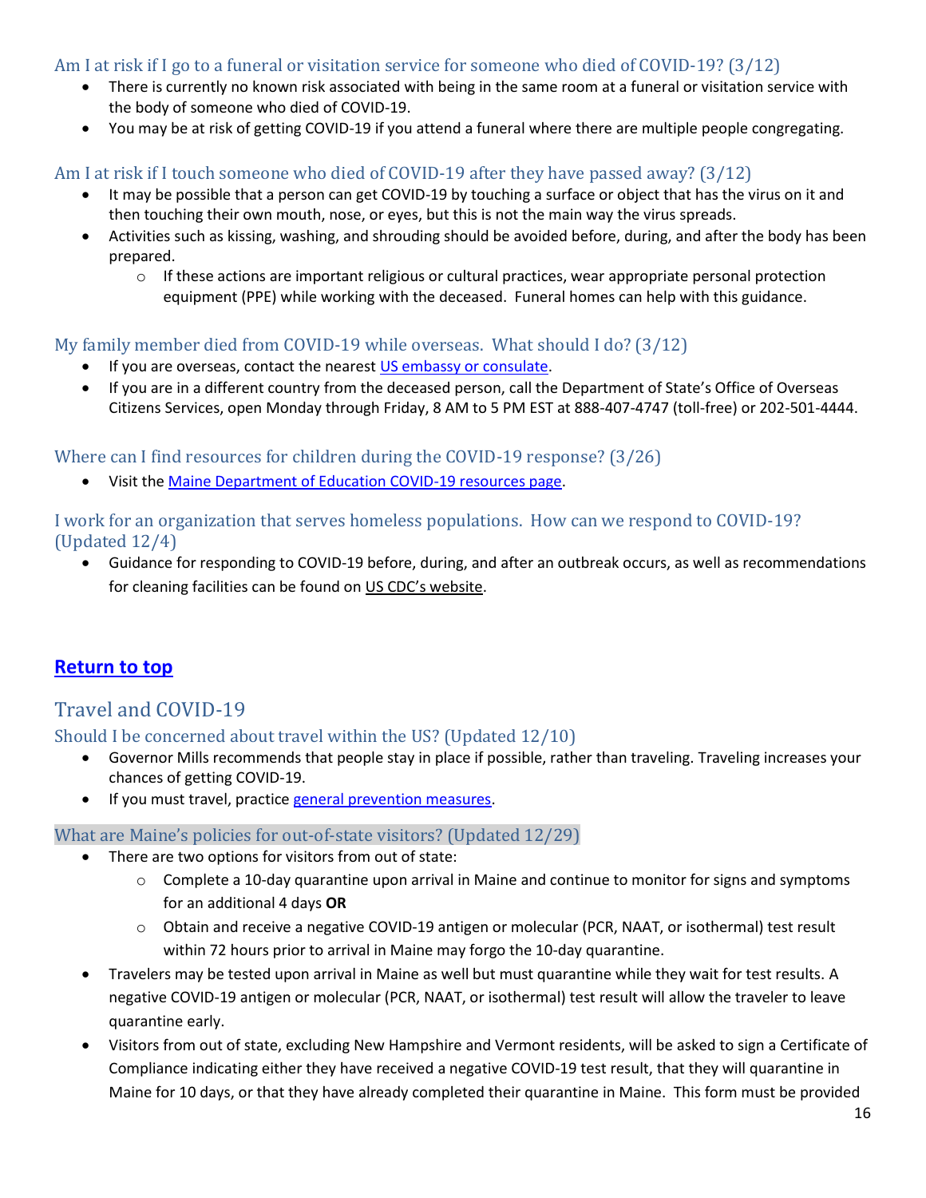### Am I at risk if I go to a funeral or visitation service for someone who died of COVID-19? (3/12)

- There is currently no known risk associated with being in the same room at a funeral or visitation service with the body of someone who died of COVID-19.
- You may be at risk of getting COVID-19 if you attend a funeral where there are multiple people congregating.

### Am I at risk if I touch someone who died of COVID-19 after they have passed away? (3/12)

- It may be possible that a person can get COVID-19 by touching a surface or object that has the virus on it and then touching their own mouth, nose, or eyes, but this is not the main way the virus spreads.
- Activities such as kissing, washing, and shrouding should be avoided before, during, and after the body has been prepared.
  - If these actions are important religious or cultural practices, wear appropriate personal protection equipment (PPE) while working with the deceased. Funeral homes can help with this guidance.

### My family member died from COVID-19 while overseas. What should I do? (3/12)

- If you are overseas, contact the nearest US embassy or consulate.
- If you are in a different country from the deceased person, call the Department of State's Office of Overseas Citizens Services, open Monday through Friday, 8 AM to 5 PM EST at 888-407-4747 (toll-free) or 202-501-4444.

### Where can I find resources for children during the COVID-19 response? (3/26)

- Visit the Maine Department of Education COVID-19 resources page.

### I work for an organization that serves homeless populations. How can we respond to COVID-19? (Updated 12/4)

- Guidance for responding to COVID-19 before, during, and after an outbreak occurs, as well as recommendations for cleaning facilities can be found on US CDC's website.

**Return to top**

## Travel and COVID-19

### Should I be concerned about travel within the US? (Updated 12/10)

- Governor Mills recommends that people stay in place if possible, rather than traveling. Traveling increases your chances of getting COVID-19.
- If you must travel, practice general prevention measures.

### What are Maine's policies for out-of-state visitors? (Updated 12/29)

- There are two options for visitors from out of state:
  - Complete a 10-day quarantine upon arrival in Maine and continue to monitor for signs and symptoms for an additional 4 days **OR**
  - Obtain and receive a negative COVID-19 antigen or molecular (PCR, NAAT, or isothermal) test result within 72 hours prior to arrival in Maine may forgo the 10-day quarantine.
- Travelers may be tested upon arrival in Maine as well but must quarantine while they wait for test results. A negative COVID-19 antigen or molecular (PCR, NAAT, or isothermal) test result will allow the traveler to leave quarantine early.
- Visitors from out of state, excluding New Hampshire and Vermont residents, will be asked to sign a Certificate of Compliance indicating either they have received a negative COVID-19 test result, that they will quarantine in Maine for 10 days, or that they have already completed their quarantine in Maine. This form must be provided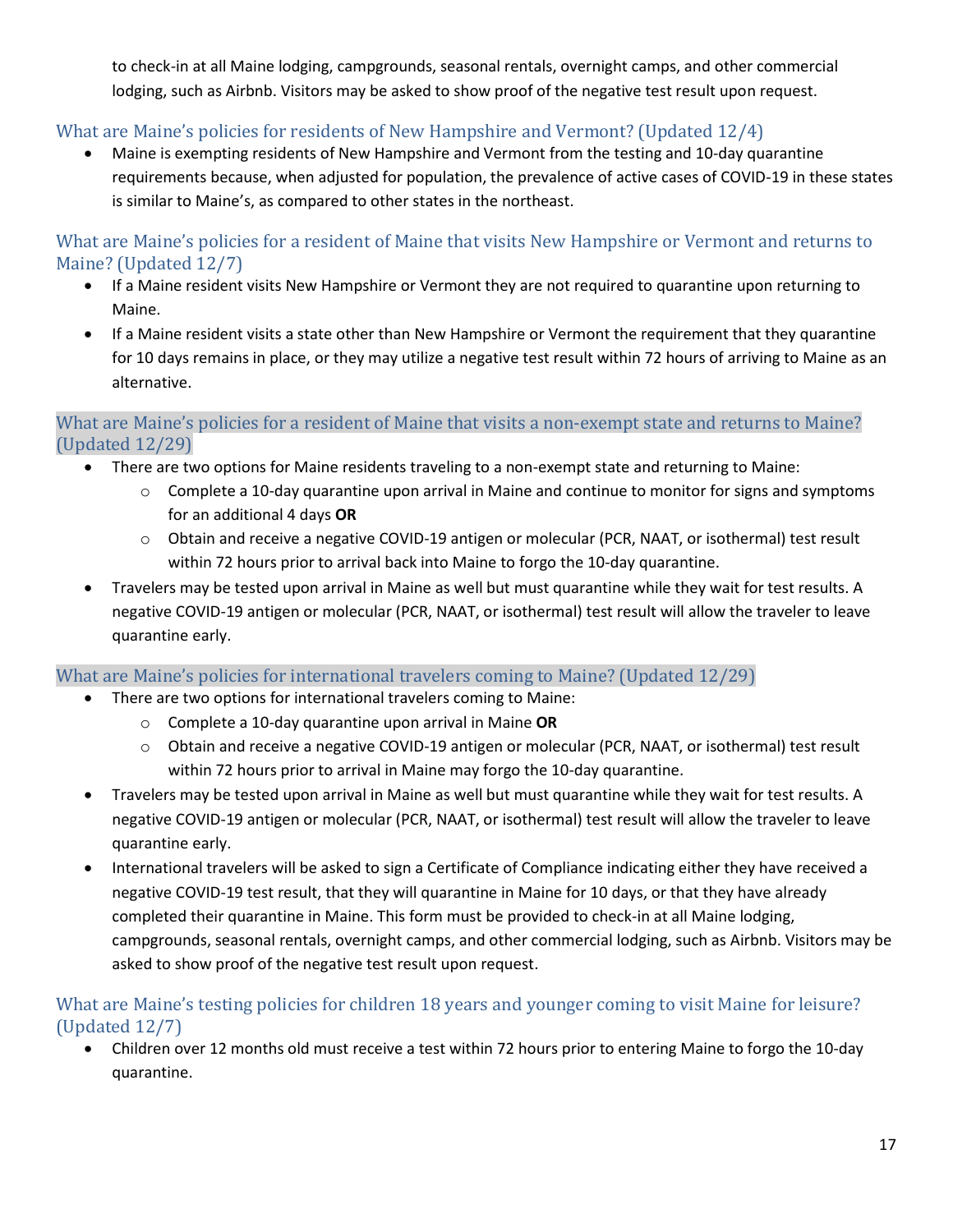to check-in at all Maine lodging, campgrounds, seasonal rentals, overnight camps, and other commercial lodging, such as Airbnb. Visitors may be asked to show proof of the negative test result upon request.

### What are Maine's policies for residents of New Hampshire and Vermont? (Updated 12/4)

- Maine is exempting residents of New Hampshire and Vermont from the testing and 10-day quarantine requirements because, when adjusted for population, the prevalence of active cases of COVID-19 in these states is similar to Maine's, as compared to other states in the northeast.

### What are Maine's policies for a resident of Maine that visits New Hampshire or Vermont and returns to Maine? (Updated 12/7)

- If a Maine resident visits New Hampshire or Vermont they are not required to quarantine upon returning to Maine.
- If a Maine resident visits a state other than New Hampshire or Vermont the requirement that they quarantine for 10 days remains in place, or they may utilize a negative test result within 72 hours of arriving to Maine as an alternative.

### What are Maine's policies for a resident of Maine that visits a non-exempt state and returns to Maine? (Updated 12/29)

- There are two options for Maine residents traveling to a non-exempt state and returning to Maine:
  - Complete a 10-day quarantine upon arrival in Maine and continue to monitor for signs and symptoms for an additional 4 days **OR**
  - Obtain and receive a negative COVID-19 antigen or molecular (PCR, NAAT, or isothermal) test result within 72 hours prior to arrival back into Maine to forgo the 10-day quarantine.
- Travelers may be tested upon arrival in Maine as well but must quarantine while they wait for test results. A negative COVID-19 antigen or molecular (PCR, NAAT, or isothermal) test result will allow the traveler to leave quarantine early.

### What are Maine's policies for international travelers coming to Maine? (Updated 12/29)

- There are two options for international travelers coming to Maine:
  - Complete a 10-day quarantine upon arrival in Maine **OR**
  - Obtain and receive a negative COVID-19 antigen or molecular (PCR, NAAT, or isothermal) test result within 72 hours prior to arrival in Maine may forgo the 10-day quarantine.
- Travelers may be tested upon arrival in Maine as well but must quarantine while they wait for test results. A negative COVID-19 antigen or molecular (PCR, NAAT, or isothermal) test result will allow the traveler to leave quarantine early.
- International travelers will be asked to sign a Certificate of Compliance indicating either they have received a negative COVID-19 test result, that they will quarantine in Maine for 10 days, or that they have already completed their quarantine in Maine. This form must be provided to check-in at all Maine lodging, campgrounds, seasonal rentals, overnight camps, and other commercial lodging, such as Airbnb. Visitors may be asked to show proof of the negative test result upon request.

### What are Maine's testing policies for children 18 years and younger coming to visit Maine for leisure? (Updated 12/7)

- Children over 12 months old must receive a test within 72 hours prior to entering Maine to forgo the 10-day quarantine.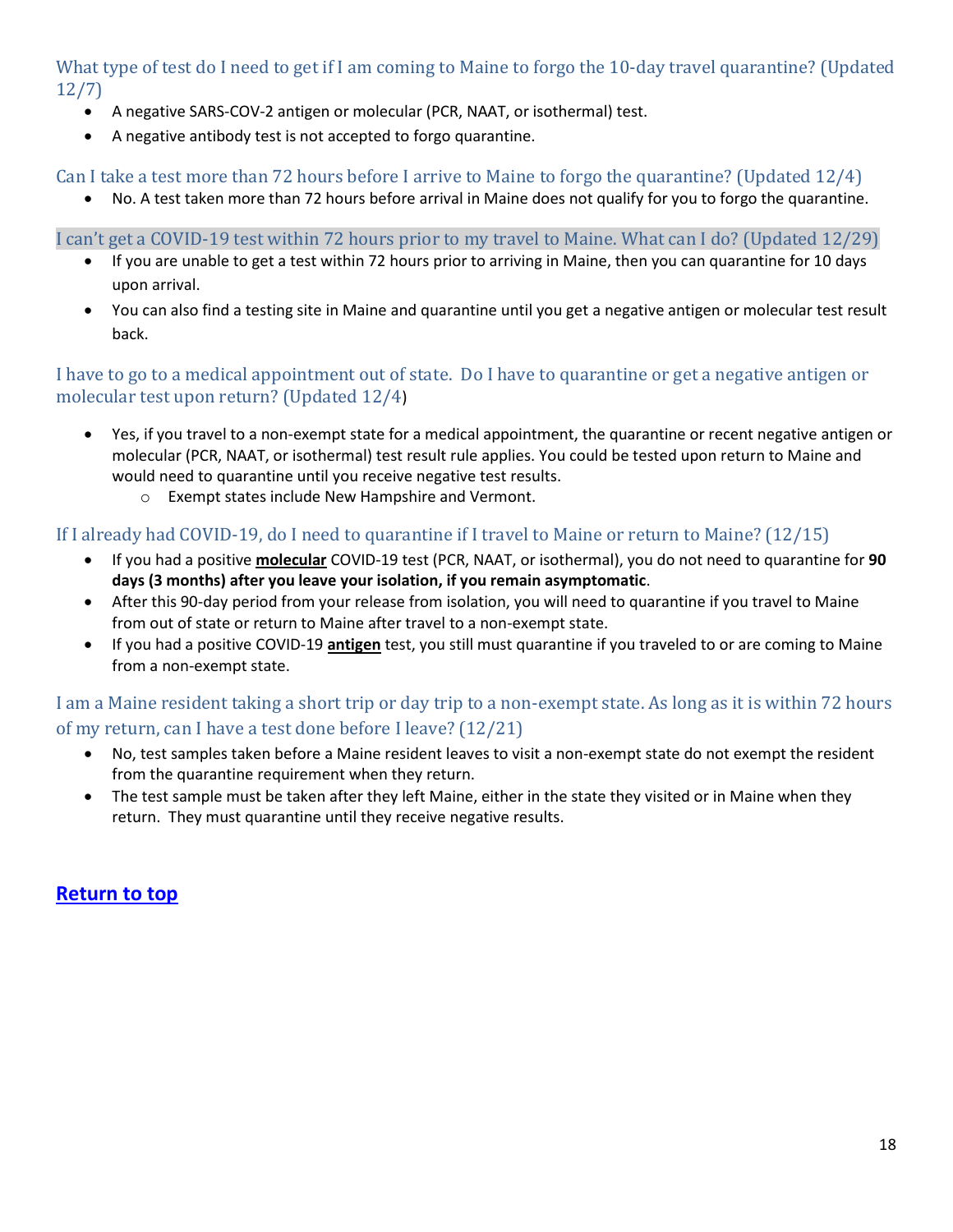### What type of test do I need to get if I am coming to Maine to forgo the 10-day travel quarantine? (Updated 12/7)

- A negative SARS-COV-2 antigen or molecular (PCR, NAAT, or isothermal) test.
- A negative antibody test is not accepted to forgo quarantine.

### Can I take a test more than 72 hours before I arrive to Maine to forgo the quarantine? (Updated 12/4)

- No. A test taken more than 72 hours before arrival in Maine does not qualify for you to forgo the quarantine.

### I can't get a COVID-19 test within 72 hours prior to my travel to Maine. What can I do? (Updated 12/29)

- If you are unable to get a test within 72 hours prior to arriving in Maine, then you can quarantine for 10 days upon arrival.
- You can also find a testing site in Maine and quarantine until you get a negative antigen or molecular test result back.

### I have to go to a medical appointment out of state. Do I have to quarantine or get a negative antigen or molecular test upon return? (Updated 12/4)

- Yes, if you travel to a non-exempt state for a medical appointment, the quarantine or recent negative antigen or molecular (PCR, NAAT, or isothermal) test result rule applies. You could be tested upon return to Maine and would need to quarantine until you receive negative test results.
  - Exempt states include New Hampshire and Vermont.

### If I already had COVID-19, do I need to quarantine if I travel to Maine or return to Maine? (12/15)

- If you had a positive **molecular** COVID-19 test (PCR, NAAT, or isothermal), you do not need to quarantine for **90 days (3 months) after you leave your isolation, if you remain asymptomatic**.
- After this 90-day period from your release from isolation, you will need to quarantine if you travel to Maine from out of state or return to Maine after travel to a non-exempt state.
- If you had a positive COVID-19 **antigen** test, you still must quarantine if you traveled to or are coming to Maine from a non-exempt state.

### I am a Maine resident taking a short trip or day trip to a non-exempt state. As long as it is within 72 hours of my return, can I have a test done before I leave? (12/21)

- No, test samples taken before a Maine resident leaves to visit a non-exempt state do not exempt the resident from the quarantine requirement when they return.
- The test sample must be taken after they left Maine, either in the state they visited or in Maine when they return. They must quarantine until they receive negative results.

**Return to top**